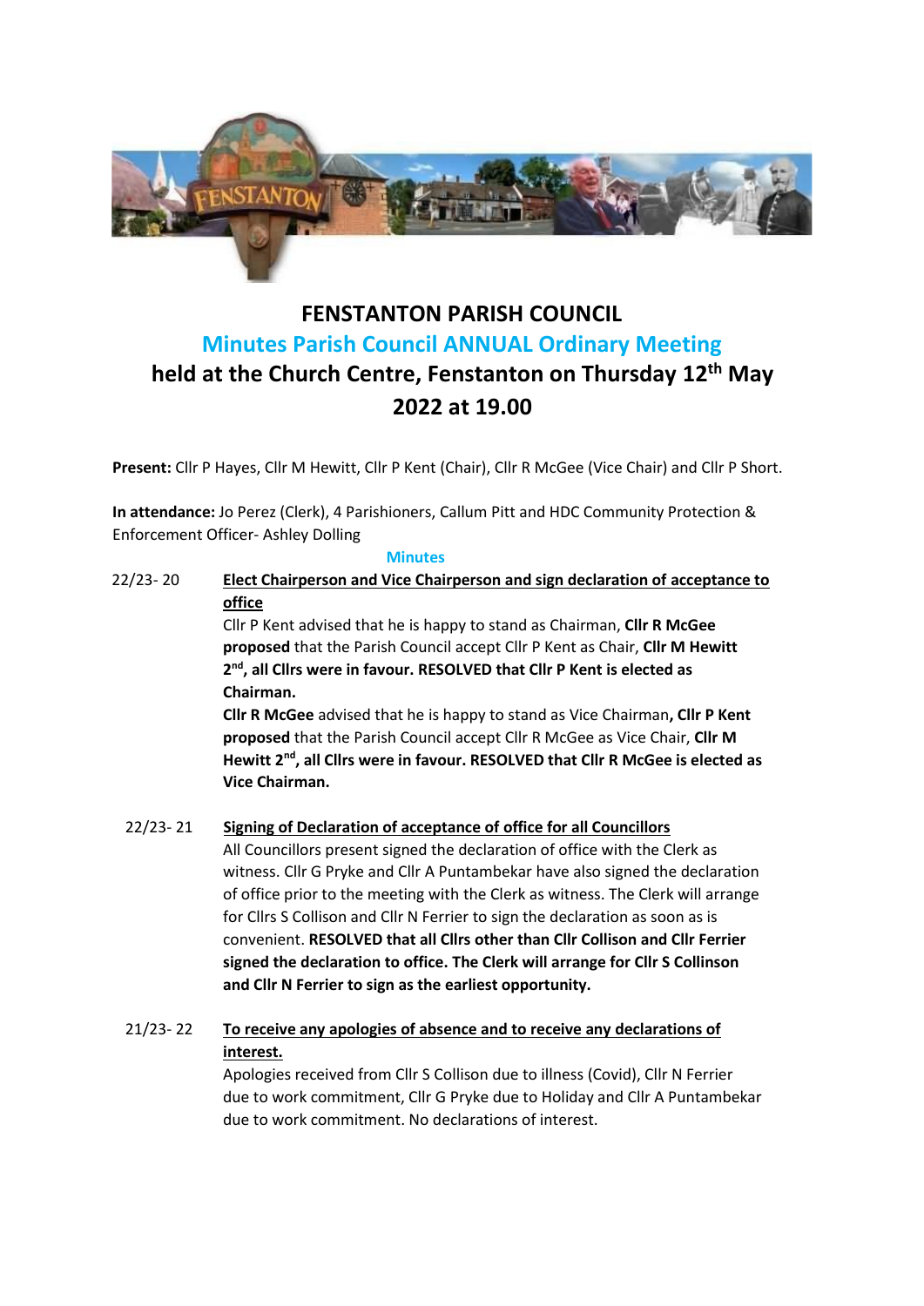# FENSTANTON PARISH COUNCIL

## Minutes Parish Council ANNUAL Ordinary Meeting

## held at the Church Centre, Fenstanton on Thursday 12th May 2022 at 19.00

**Present:** Cllr P Hayes, Cllr M Hewitt, Cllr P Kent (Chair), Cllr R McGee (Vice Chair) and Cllr P Short.

**In attendance:** Jo Perez (Clerk), 4 Parishioners, Callum Pitt and HDC Community Protection & Enforcement Officer- Ashley Dolling

**Minutes**

22/23- 20 **Elect Chairperson and Vice Chairperson and sign declaration of acceptance to office**

Cllr P Kent advised that he is happy to stand as Chairman, **Cllr R McGee proposed** that the Parish Council accept Cllr P Kent as Chair, **Cllr M Hewitt 2nd, all Cllrs were in favour. RESOLVED that Cllr P Kent is elected as Chairman.**

**Cllr R McGee** advised that he is happy to stand as Vice Chairman**, Cllr P Kent proposed** that the Parish Council accept Cllr R McGee as Vice Chair, **Cllr M Hewitt 2nd, all Cllrs were in favour. RESOLVED that Cllr R McGee is elected as Vice Chairman.**

22/23- 21 **Signing of Declaration of acceptance of office for all Councillors**

All Councillors present signed the declaration of office with the Clerk as witness. Cllr G Pryke and Cllr A Puntambekar have also signed the declaration of office prior to the meeting with the Clerk as witness. The Clerk will arrange for Cllrs S Collison and Cllr N Ferrier to sign the declaration as soon as is convenient. **RESOLVED that all Cllrs other than Cllr Collison and Cllr Ferrier signed the declaration to office. The Clerk will arrange for Cllr S Collinson and Cllr N Ferrier to sign as the earliest opportunity.**

21/23- 22 **To receive any apologies of absence and to receive any declarations of interest.**

Apologies received from Cllr S Collison due to illness (Covid), Cllr N Ferrier due to work commitment, Cllr G Pryke due to Holiday and Cllr A Puntambekar due to work commitment. No declarations of interest.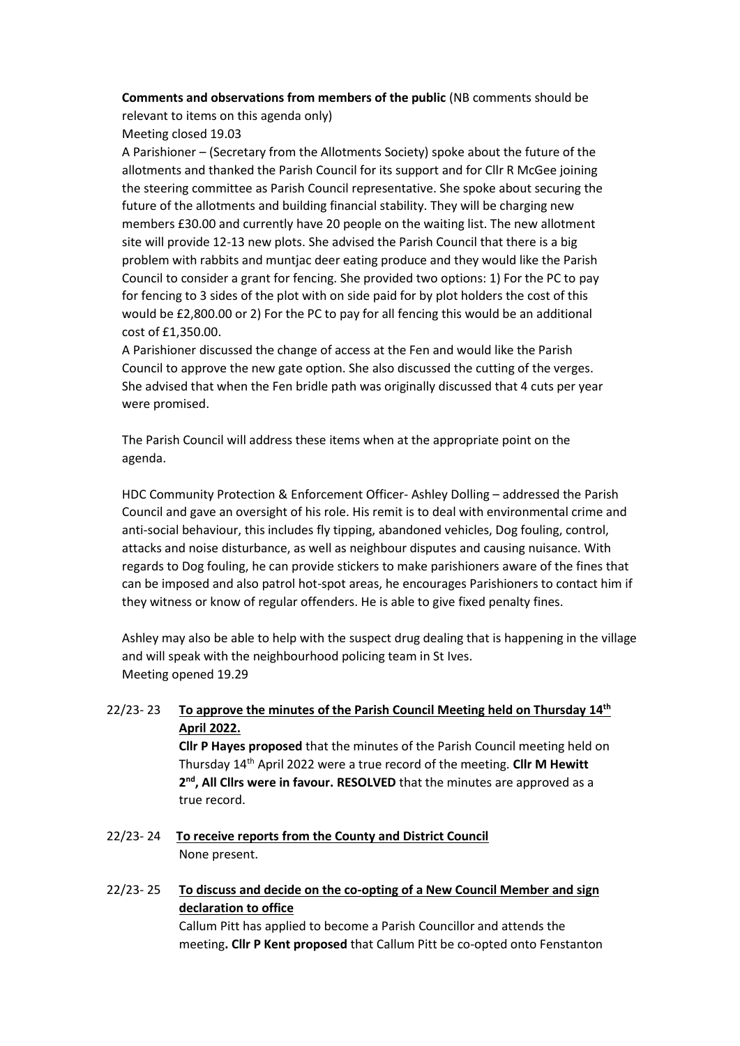**Comments and observations from members of the public** (NB comments should be relevant to items on this agenda only)

Meeting closed 19.03

A Parishioner – (Secretary from the Allotments Society) spoke about the future of the allotments and thanked the Parish Council for its support and for Cllr R McGee joining the steering committee as Parish Council representative. She spoke about securing the future of the allotments and building financial stability. They will be charging new members £30.00 and currently have 20 people on the waiting list. The new allotment site will provide 12-13 new plots. She advised the Parish Council that there is a big problem with rabbits and muntjac deer eating produce and they would like the Parish Council to consider a grant for fencing. She provided two options: 1) For the PC to pay for fencing to 3 sides of the plot with on side paid for by plot holders the cost of this would be £2,800.00 or 2) For the PC to pay for all fencing this would be an additional cost of £1,350.00.

A Parishioner discussed the change of access at the Fen and would like the Parish Council to approve the new gate option. She also discussed the cutting of the verges. She advised that when the Fen bridle path was originally discussed that 4 cuts per year were promised.

The Parish Council will address these items when at the appropriate point on the agenda.

HDC Community Protection & Enforcement Officer- Ashley Dolling – addressed the Parish Council and gave an oversight of his role. His remit is to deal with environmental crime and anti-social behaviour, this includes fly tipping, abandoned vehicles, Dog fouling, control, attacks and noise disturbance, as well as neighbour disputes and causing nuisance. With regards to Dog fouling, he can provide stickers to make parishioners aware of the fines that can be imposed and also patrol hot-spot areas, he encourages Parishioners to contact him if they witness or know of regular offenders. He is able to give fixed penalty fines.

Ashley may also be able to help with the suspect drug dealing that is happening in the village and will speak with the neighbourhood policing team in St Ives.

Meeting opened 19.29

22/23- 23 **To approve the minutes of the Parish Council Meeting held on Thursday 14th April 2022.**

**Cllr P Hayes proposed** that the minutes of the Parish Council meeting held on Thursday 14th April 2022 were a true record of the meeting. **Cllr M Hewitt 2nd, All Cllrs were in favour. RESOLVED** that the minutes are approved as a true record.

22/23- 24 **To receive reports from the County and District Council**

None present.

22/23- 25 **To discuss and decide on the co-opting of a New Council Member and sign declaration to office**

Callum Pitt has applied to become a Parish Councillor and attends the meeting**. Cllr P Kent proposed** that Callum Pitt be co-opted onto Fenstanton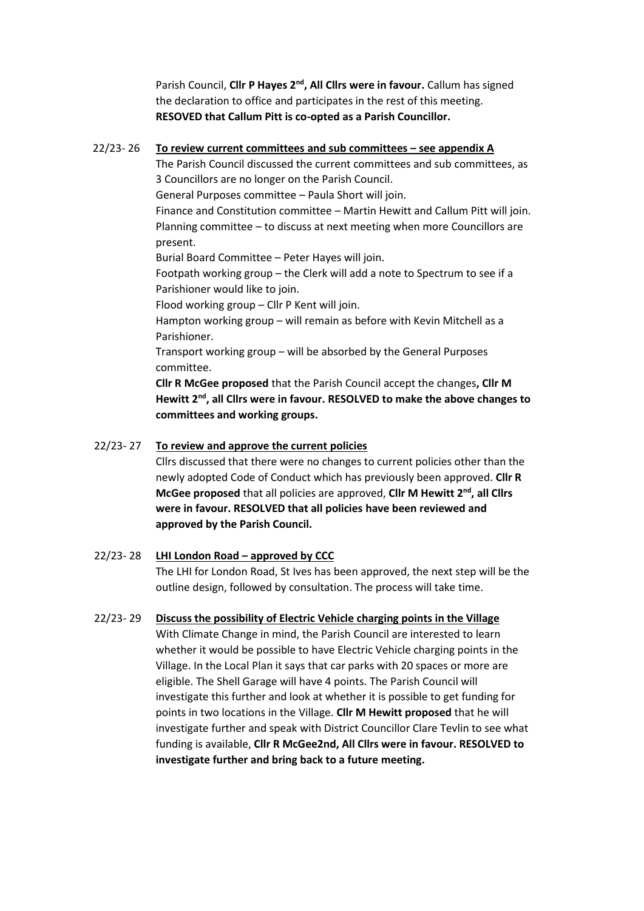Parish Council, **Cllr P Hayes 2nd, All Cllrs were in favour.** Callum has signed the declaration to office and participates in the rest of this meeting. **RESOVED that Callum Pitt is co-opted as a Parish Councillor.**

22/23- 26 **<u>To review current committees and sub committees – see appendix A</u>**

The Parish Council discussed the current committees and sub committees, as 3 Councillors are no longer on the Parish Council.

General Purposes committee – Paula Short will join.

Finance and Constitution committee – Martin Hewitt and Callum Pitt will join.

Planning committee – to discuss at next meeting when more Councillors are present.

Burial Board Committee – Peter Hayes will join.

Footpath working group – the Clerk will add a note to Spectrum to see if a Parishioner would like to join.

Flood working group – Cllr P Kent will join.

Hampton working group – will remain as before with Kevin Mitchell as a Parishioner.

Transport working group – will be absorbed by the General Purposes committee.

**Cllr R McGee proposed** that the Parish Council accept the changes**, Cllr M Hewitt 2nd, all Cllrs were in favour. RESOLVED to make the above changes to committees and working groups.**

22/23- 27 **<u>To review and approve the current policies</u>**

Cllrs discussed that there were no changes to current policies other than the newly adopted Code of Conduct which has previously been approved. **Cllr R McGee proposed** that all policies are approved, **Cllr M Hewitt 2nd, all Cllrs were in favour. RESOLVED that all policies have been reviewed and approved by the Parish Council.**

22/23- 28 **<u>LHI London Road – approved by CCC</u>**

The LHI for London Road, St Ives has been approved, the next step will be the outline design, followed by consultation. The process will take time.

22/23- 29 **<u>Discuss the possibility of Electric Vehicle charging points in the Village</u>**

With Climate Change in mind, the Parish Council are interested to learn whether it would be possible to have Electric Vehicle charging points in the Village. In the Local Plan it says that car parks with 20 spaces or more are eligible. The Shell Garage will have 4 points. The Parish Council will investigate this further and look at whether it is possible to get funding for points in two locations in the Village. **Cllr M Hewitt proposed** that he will investigate further and speak with District Councillor Clare Tevlin to see what funding is available, **Cllr R McGee2nd, All Cllrs were in favour. RESOLVED to investigate further and bring back to a future meeting.**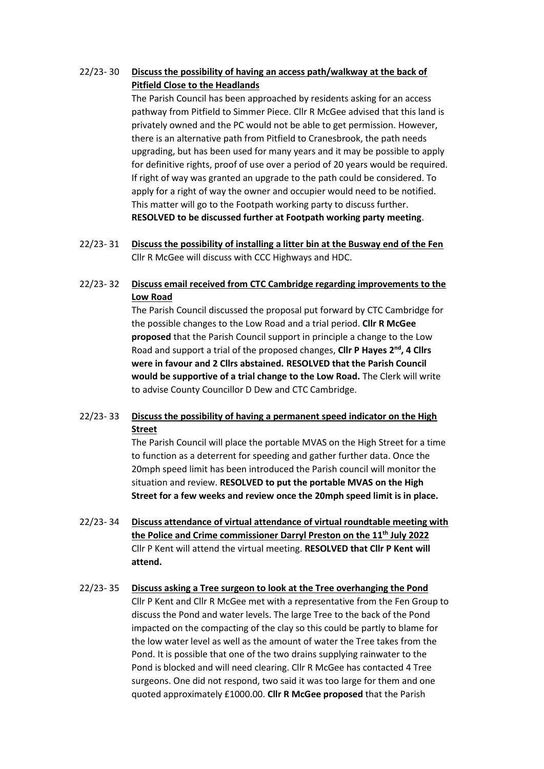22/23- 30 **Discuss the possibility of having an access path/walkway at the back of Pitfield Close to the Headlands**

The Parish Council has been approached by residents asking for an access pathway from Pitfield to Simmer Piece. Cllr R McGee advised that this land is privately owned and the PC would not be able to get permission. However, there is an alternative path from Pitfield to Cranesbrook, the path needs upgrading, but has been used for many years and it may be possible to apply for definitive rights, proof of use over a period of 20 years would be required. If right of way was granted an upgrade to the path could be considered. To apply for a right of way the owner and occupier would need to be notified. This matter will go to the Footpath working party to discuss further. **RESOLVED to be discussed further at Footpath working party meeting**.

22/23- 31 **Discuss the possibility of installing a litter bin at the Busway end of the Fen**

Cllr R McGee will discuss with CCC Highways and HDC.

22/23- 32 **Discuss email received from CTC Cambridge regarding improvements to the Low Road**

The Parish Council discussed the proposal put forward by CTC Cambridge for the possible changes to the Low Road and a trial period. **Cllr R McGee proposed** that the Parish Council support in principle a change to the Low Road and support a trial of the proposed changes, **Cllr P Hayes 2nd, 4 Cllrs were in favour and 2 Cllrs abstained. RESOLVED that the Parish Council would be supportive of a trial change to the Low Road.** The Clerk will write to advise County Councillor D Dew and CTC Cambridge.

22/23- 33 **Discuss the possibility of having a permanent speed indicator on the High Street**

The Parish Council will place the portable MVAS on the High Street for a time to function as a deterrent for speeding and gather further data. Once the 20mph speed limit has been introduced the Parish council will monitor the situation and review. **RESOLVED to put the portable MVAS on the High Street for a few weeks and review once the 20mph speed limit is in place.**

22/23- 34 **Discuss attendance of virtual attendance of virtual roundtable meeting with the Police and Crime commissioner Darryl Preston on the 11th July 2022**

Cllr P Kent will attend the virtual meeting. **RESOLVED that Cllr P Kent will attend.**

22/23- 35 **Discuss asking a Tree surgeon to look at the Tree overhanging the Pond**

Cllr P Kent and Cllr R McGee met with a representative from the Fen Group to discuss the Pond and water levels. The large Tree to the back of the Pond impacted on the compacting of the clay so this could be partly to blame for the low water level as well as the amount of water the Tree takes from the Pond. It is possible that one of the two drains supplying rainwater to the Pond is blocked and will need clearing. Cllr R McGee has contacted 4 Tree surgeons. One did not respond, two said it was too large for them and one quoted approximately £1000.00. **Cllr R McGee proposed** that the Parish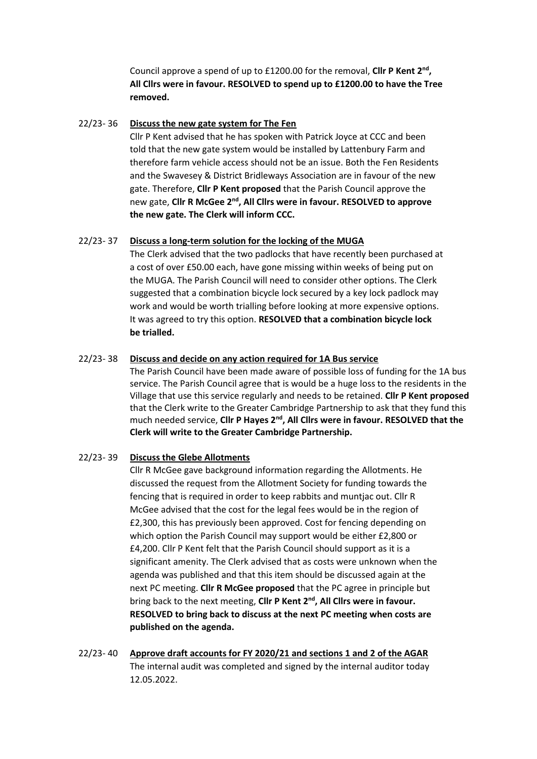Council approve a spend of up to £1200.00 for the removal, **Cllr P Kent 2nd, All Cllrs were in favour. RESOLVED to spend up to £1200.00 to have the Tree removed.**

22/23- 36 **Discuss the new gate system for The Fen**

Cllr P Kent advised that he has spoken with Patrick Joyce at CCC and been told that the new gate system would be installed by Lattenbury Farm and therefore farm vehicle access should not be an issue. Both the Fen Residents and the Swavesey & District Bridleways Association are in favour of the new gate. Therefore, **Cllr P Kent proposed** that the Parish Council approve the new gate, **Cllr R McGee 2nd, All Cllrs were in favour. RESOLVED to approve the new gate. The Clerk will inform CCC.**

22/23- 37 **Discuss a long-term solution for the locking of the MUGA**

The Clerk advised that the two padlocks that have recently been purchased at a cost of over £50.00 each, have gone missing within weeks of being put on the MUGA. The Parish Council will need to consider other options. The Clerk suggested that a combination bicycle lock secured by a key lock padlock may work and would be worth trialling before looking at more expensive options. It was agreed to try this option. **RESOLVED that a combination bicycle lock be trialled.**

22/23- 38 **Discuss and decide on any action required for 1A Bus service**

The Parish Council have been made aware of possible loss of funding for the 1A bus service. The Parish Council agree that is would be a huge loss to the residents in the Village that use this service regularly and needs to be retained. **Cllr P Kent proposed** that the Clerk write to the Greater Cambridge Partnership to ask that they fund this much needed service, **Cllr P Hayes 2nd, All Cllrs were in favour. RESOLVED that the Clerk will write to the Greater Cambridge Partnership.**

22/23- 39 **Discuss the Glebe Allotments**

Cllr R McGee gave background information regarding the Allotments. He discussed the request from the Allotment Society for funding towards the fencing that is required in order to keep rabbits and muntjac out. Cllr R McGee advised that the cost for the legal fees would be in the region of £2,300, this has previously been approved. Cost for fencing depending on which option the Parish Council may support would be either £2,800 or £4,200. Cllr P Kent felt that the Parish Council should support as it is a significant amenity. The Clerk advised that as costs were unknown when the agenda was published and that this item should be discussed again at the next PC meeting. **Cllr R McGee proposed** that the PC agree in principle but bring back to the next meeting, **Cllr P Kent 2nd, All Cllrs were in favour. RESOLVED to bring back to discuss at the next PC meeting when costs are published on the agenda.**

22/23- 40 **Approve draft accounts for FY 2020/21 and sections 1 and 2 of the AGAR**

The internal audit was completed and signed by the internal auditor today 12.05.2022.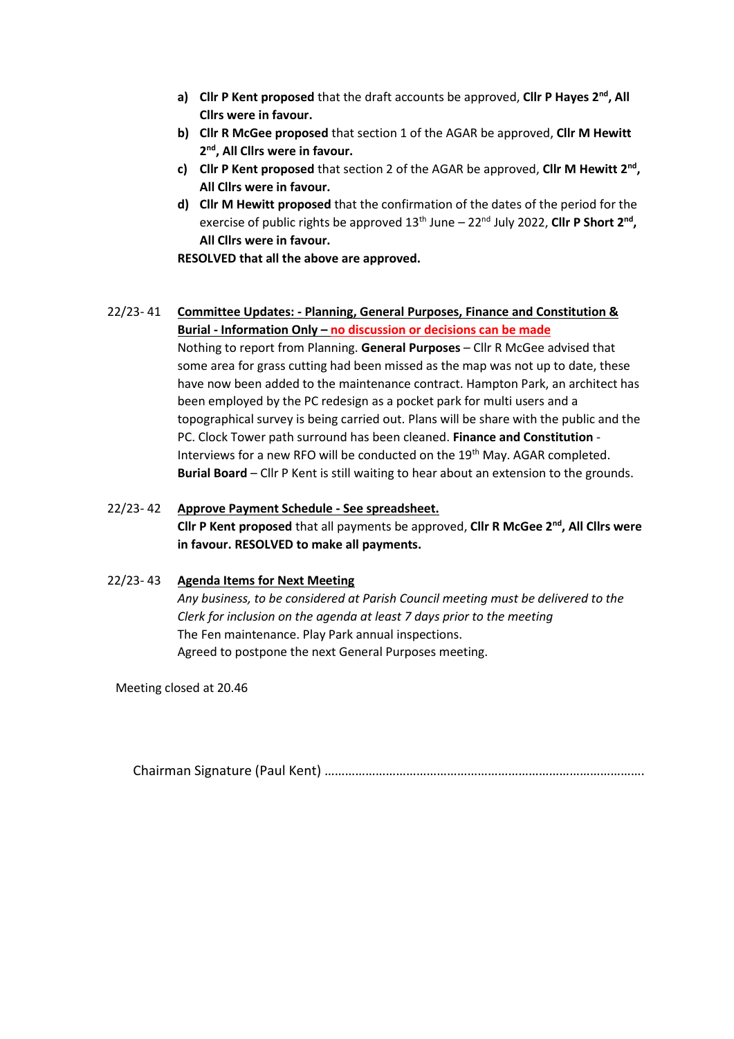a) **Cllr P Kent proposed** that the draft accounts be approved, **Cllr P Hayes 2nd, All Cllrs were in favour.**
b) **Cllr R McGee proposed** that section 1 of the AGAR be approved, **Cllr M Hewitt 2nd, All Cllrs were in favour.**
c) **Cllr P Kent proposed** that section 2 of the AGAR be approved, **Cllr M Hewitt 2nd, All Cllrs were in favour.**
d) **Cllr M Hewitt proposed** that the confirmation of the dates of the period for the exercise of public rights be approved 13th June – 22nd July 2022, **Cllr P Short 2nd, All Cllrs were in favour.**

**RESOLVED that all the above are approved.**

22/23- 41 **Committee Updates: - Planning, General Purposes, Finance and Constitution & Burial - Information Only – no discussion or decisions can be made**

Nothing to report from Planning. **General Purposes** – Cllr R McGee advised that some area for grass cutting had been missed as the map was not up to date, these have now been added to the maintenance contract. Hampton Park, an architect has been employed by the PC redesign as a pocket park for multi users and a topographical survey is being carried out. Plans will be share with the public and the PC. Clock Tower path surround has been cleaned. **Finance and Constitution** - Interviews for a new RFO will be conducted on the 19th May. AGAR completed. **Burial Board** – Cllr P Kent is still waiting to hear about an extension to the grounds.

22/23- 42 **Approve Payment Schedule - See spreadsheet.**

**Cllr P Kent proposed** that all payments be approved, **Cllr R McGee 2nd, All Cllrs were in favour. RESOLVED to make all payments.**

22/23- 43 **Agenda Items for Next Meeting**

*Any business, to be considered at Parish Council meeting must be delivered to the Clerk for inclusion on the agenda at least 7 days prior to the meeting*

The Fen maintenance. Play Park annual inspections.

Agreed to postpone the next General Purposes meeting.

Meeting closed at 20.46

Chairman Signature (Paul Kent) …………………………………………………………………………………